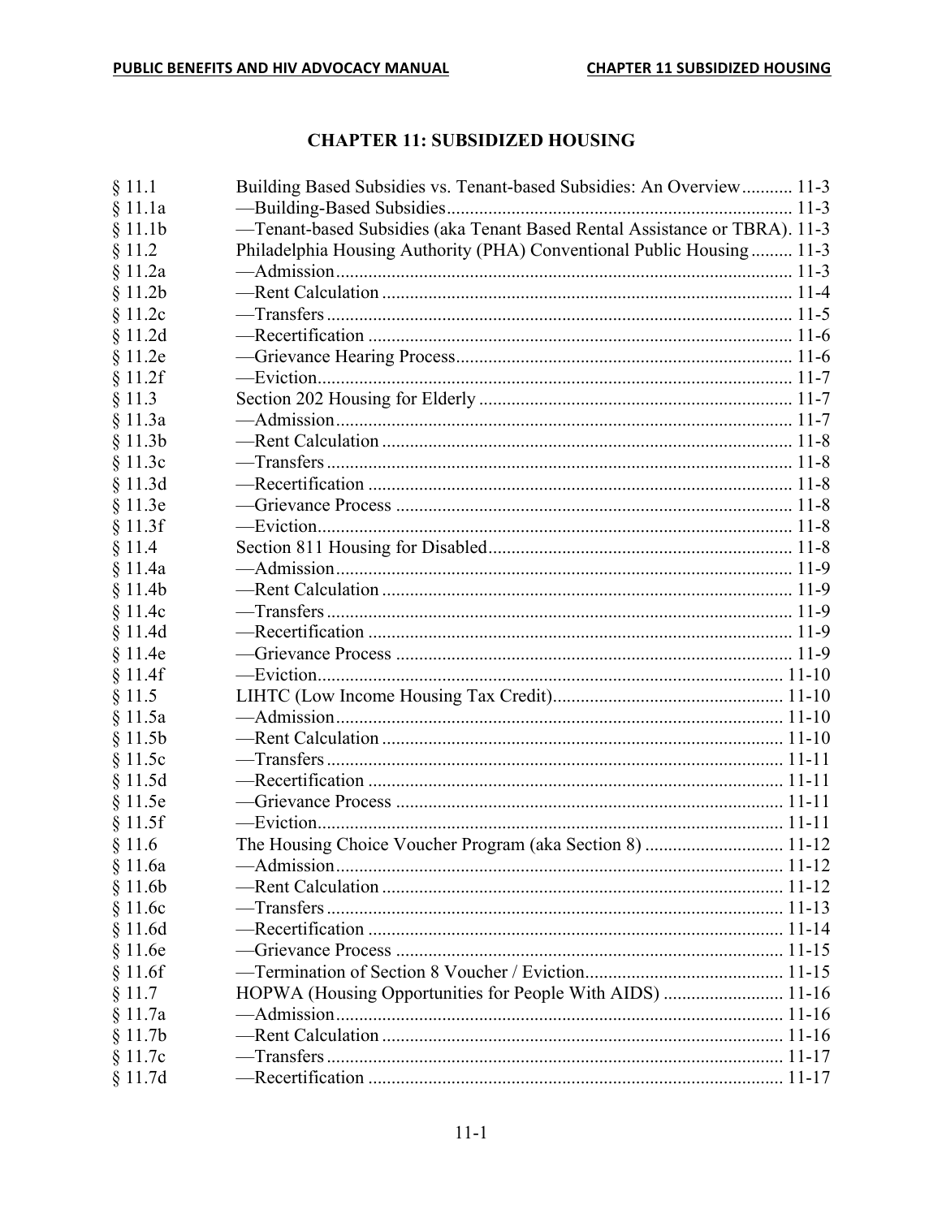# CHAPTER 11: SUBSIDIZED HOUSING

| | | |
|---|---|---|
| § 11.1 | Building Based Subsidies vs. Tenant-based Subsidies: An Overview | 11-3 |
| § 11.1a | —Building-Based Subsidies | 11-3 |
| § 11.1b | —Tenant-based Subsidies (aka Tenant Based Rental Assistance or TBRA) | 11-3 |
| § 11.2 | Philadelphia Housing Authority (PHA) Conventional Public Housing | 11-3 |
| § 11.2a | —Admission | 11-3 |
| § 11.2b | —Rent Calculation | 11-4 |
| § 11.2c | —Transfers | 11-5 |
| § 11.2d | —Recertification | 11-6 |
| § 11.2e | —Grievance Hearing Process | 11-6 |
| § 11.2f | —Eviction | 11-7 |
| § 11.3 | Section 202 Housing for Elderly | 11-7 |
| § 11.3a | —Admission | 11-7 |
| § 11.3b | —Rent Calculation | 11-8 |
| § 11.3c | —Transfers | 11-8 |
| § 11.3d | —Recertification | 11-8 |
| § 11.3e | —Grievance Process | 11-8 |
| § 11.3f | —Eviction | 11-8 |
| § 11.4 | Section 811 Housing for Disabled | 11-8 |
| § 11.4a | —Admission | 11-9 |
| § 11.4b | —Rent Calculation | 11-9 |
| § 11.4c | —Transfers | 11-9 |
| § 11.4d | —Recertification | 11-9 |
| § 11.4e | —Grievance Process | 11-9 |
| § 11.4f | —Eviction | 11-10 |
| § 11.5 | LIHTC (Low Income Housing Tax Credit) | 11-10 |
| § 11.5a | —Admission | 11-10 |
| § 11.5b | —Rent Calculation | 11-10 |
| § 11.5c | —Transfers | 11-11 |
| § 11.5d | —Recertification | 11-11 |
| § 11.5e | —Grievance Process | 11-11 |
| § 11.5f | —Eviction | 11-11 |
| § 11.6 | The Housing Choice Voucher Program (aka Section 8) | 11-12 |
| § 11.6a | —Admission | 11-12 |
| § 11.6b | —Rent Calculation | 11-12 |
| § 11.6c | —Transfers | 11-13 |
| § 11.6d | —Recertification | 11-14 |
| § 11.6e | —Grievance Process | 11-15 |
| § 11.6f | —Termination of Section 8 Voucher / Eviction | 11-15 |
| § 11.7 | HOPWA (Housing Opportunities for People With AIDS) | 11-16 |
| § 11.7a | —Admission | 11-16 |
| § 11.7b | —Rent Calculation | 11-16 |
| § 11.7c | —Transfers | 11-17 |
| § 11.7d | —Recertification | 11-17 |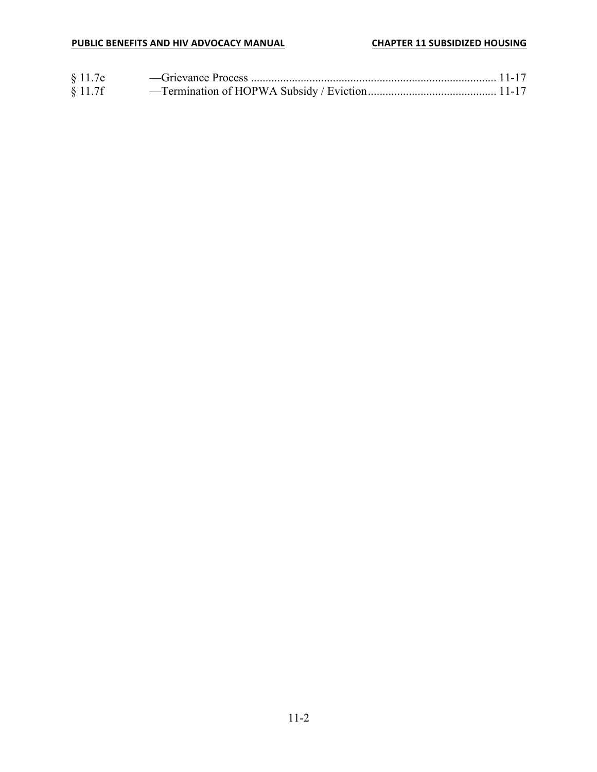§ 11.7e —Grievance Process .................................................................................. 11-17

§ 11.7f —Termination of HOPWA Subsidy / Eviction........................................... 11-17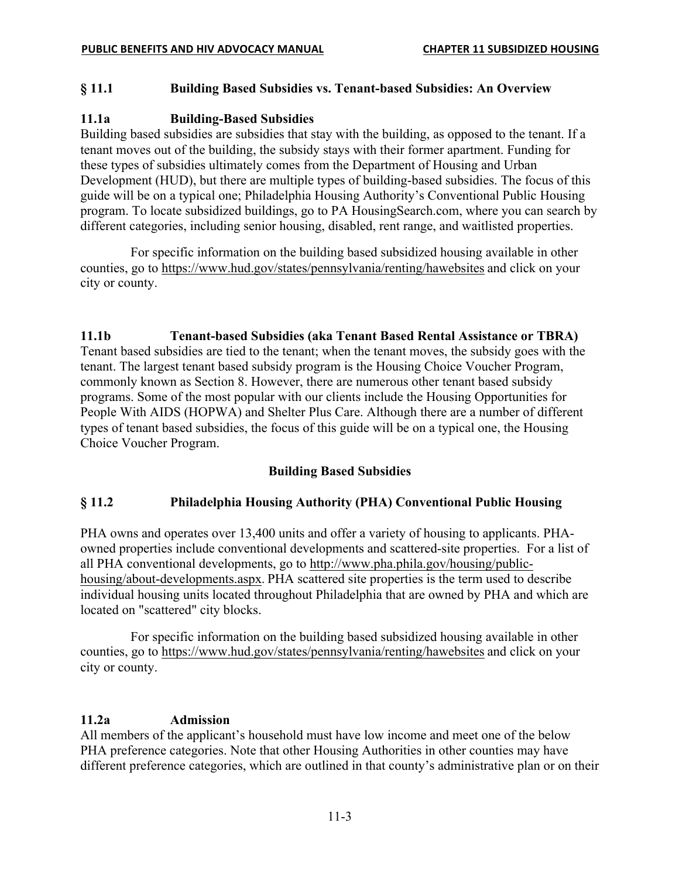## § 11.1 Building Based Subsidies vs. Tenant-based Subsidies: An Overview

### 11.1a Building-Based Subsidies

Building based subsidies are subsidies that stay with the building, as opposed to the tenant. If a tenant moves out of the building, the subsidy stays with their former apartment. Funding for these types of subsidies ultimately comes from the Department of Housing and Urban Development (HUD), but there are multiple types of building-based subsidies. The focus of this guide will be on a typical one; Philadelphia Housing Authority's Conventional Public Housing program. To locate subsidized buildings, go to PA HousingSearch.com, where you can search by different categories, including senior housing, disabled, rent range, and waitlisted properties.

For specific information on the building based subsidized housing available in other counties, go to https://www.hud.gov/states/pennsylvania/renting/hawebsites and click on your city or county.

### 11.1b Tenant-based Subsidies (aka Tenant Based Rental Assistance or TBRA)

Tenant based subsidies are tied to the tenant; when the tenant moves, the subsidy goes with the tenant. The largest tenant based subsidy program is the Housing Choice Voucher Program, commonly known as Section 8. However, there are numerous other tenant based subsidy programs. Some of the most popular with our clients include the Housing Opportunities for People With AIDS (HOPWA) and Shelter Plus Care. Although there are a number of different types of tenant based subsidies, the focus of this guide will be on a typical one, the Housing Choice Voucher Program.

**Building Based Subsidies**

## § 11.2 Philadelphia Housing Authority (PHA) Conventional Public Housing

PHA owns and operates over 13,400 units and offer a variety of housing to applicants. PHA-owned properties include conventional developments and scattered-site properties. For a list of all PHA conventional developments, go to http://www.pha.phila.gov/housing/public-housing/about-developments.aspx. PHA scattered site properties is the term used to describe individual housing units located throughout Philadelphia that are owned by PHA and which are located on "scattered" city blocks.

For specific information on the building based subsidized housing available in other counties, go to https://www.hud.gov/states/pennsylvania/renting/hawebsites and click on your city or county.

### 11.2a Admission

All members of the applicant's household must have low income and meet one of the below PHA preference categories. Note that other Housing Authorities in other counties may have different preference categories, which are outlined in that county's administrative plan or on their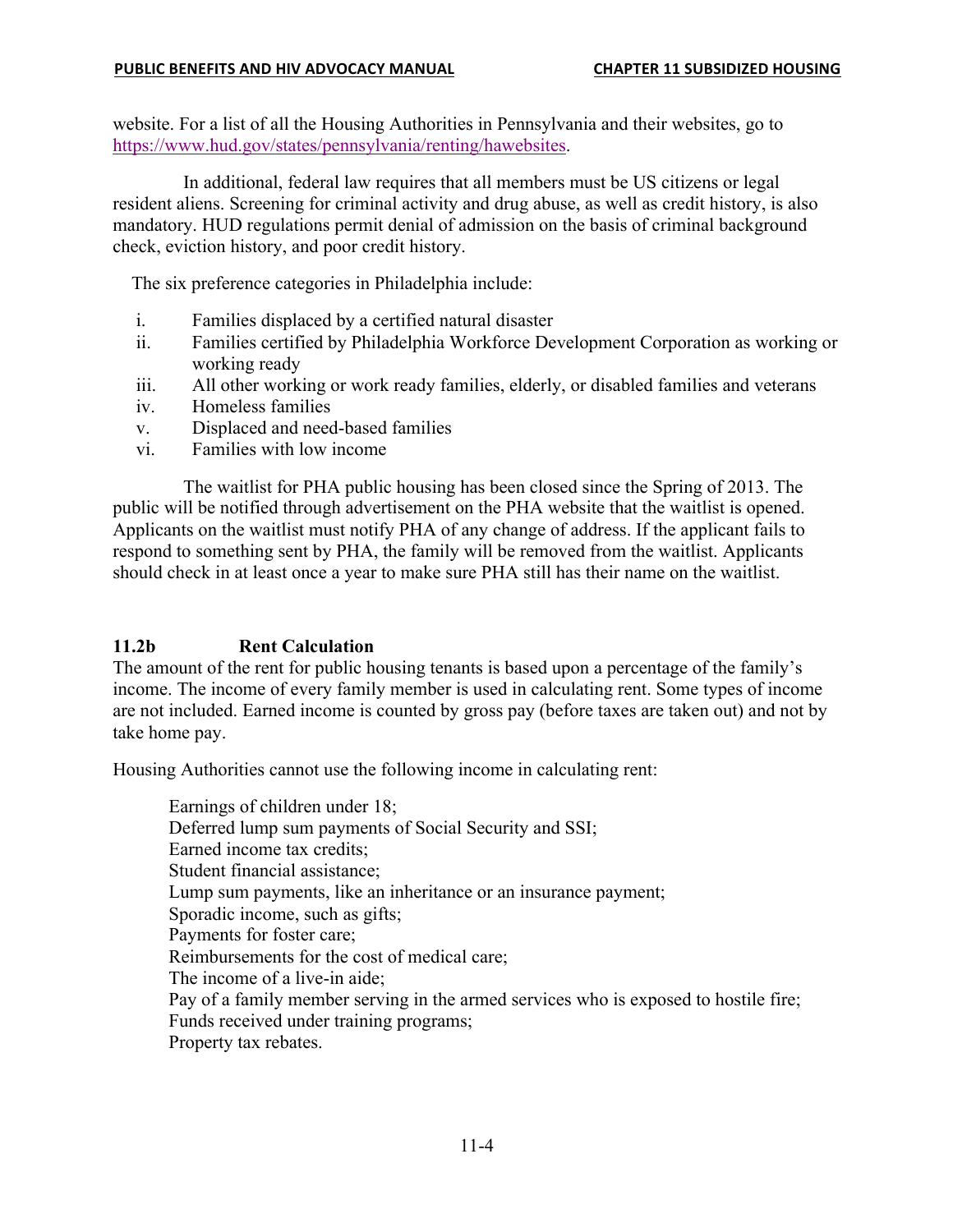website. For a list of all the Housing Authorities in Pennsylvania and their websites, go to https://www.hud.gov/states/pennsylvania/renting/hawebsites.

In additional, federal law requires that all members must be US citizens or legal resident aliens. Screening for criminal activity and drug abuse, as well as credit history, is also mandatory. HUD regulations permit denial of admission on the basis of criminal background check, eviction history, and poor credit history.

The six preference categories in Philadelphia include:

i. Families displaced by a certified natural disaster
ii. Families certified by Philadelphia Workforce Development Corporation as working or working ready
iii. All other working or work ready families, elderly, or disabled families and veterans
iv. Homeless families
v. Displaced and need-based families
vi. Families with low income

The waitlist for PHA public housing has been closed since the Spring of 2013. The public will be notified through advertisement on the PHA website that the waitlist is opened. Applicants on the waitlist must notify PHA of any change of address. If the applicant fails to respond to something sent by PHA, the family will be removed from the waitlist. Applicants should check in at least once a year to make sure PHA still has their name on the waitlist.

### 11.2b Rent Calculation

The amount of the rent for public housing tenants is based upon a percentage of the family's income. The income of every family member is used in calculating rent. Some types of income are not included. Earned income is counted by gross pay (before taxes are taken out) and not by take home pay.

Housing Authorities cannot use the following income in calculating rent:

Earnings of children under 18;
Deferred lump sum payments of Social Security and SSI;
Earned income tax credits;
Student financial assistance;
Lump sum payments, like an inheritance or an insurance payment;
Sporadic income, such as gifts;
Payments for foster care;
Reimbursements for the cost of medical care;
The income of a live-in aide;
Pay of a family member serving in the armed services who is exposed to hostile fire;
Funds received under training programs;
Property tax rebates.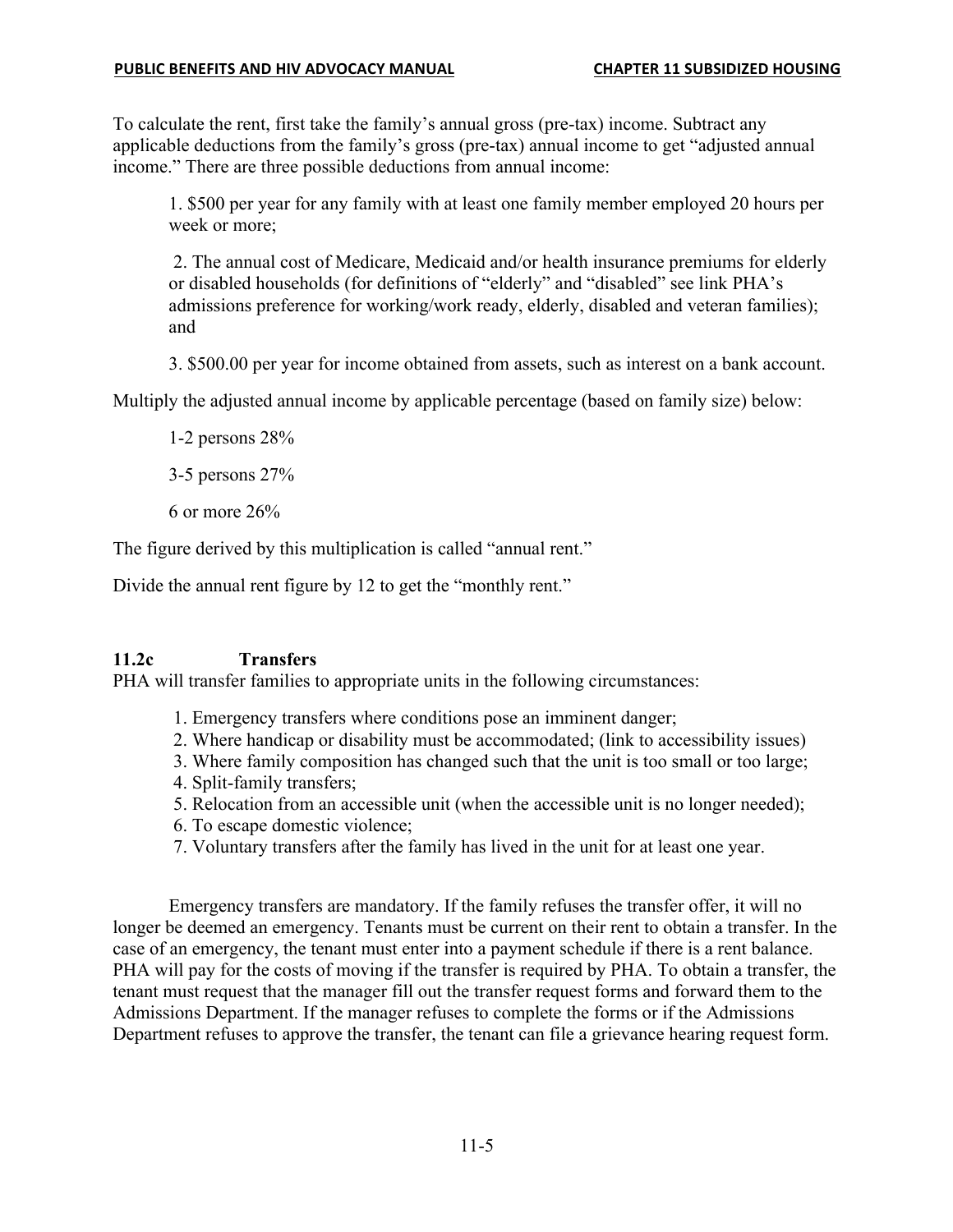To calculate the rent, first take the family's annual gross (pre-tax) income. Subtract any applicable deductions from the family's gross (pre-tax) annual income to get "adjusted annual income." There are three possible deductions from annual income:

1. $500 per year for any family with at least one family member employed 20 hours per week or more;

2. The annual cost of Medicare, Medicaid and/or health insurance premiums for elderly or disabled households (for definitions of "elderly" and "disabled" see link PHA's admissions preference for working/work ready, elderly, disabled and veteran families); and

3. $500.00 per year for income obtained from assets, such as interest on a bank account.

Multiply the adjusted annual income by applicable percentage (based on family size) below:

1-2 persons 28%

3-5 persons 27%

6 or more 26%

The figure derived by this multiplication is called "annual rent."

Divide the annual rent figure by 12 to get the "monthly rent."

### 11.2c Transfers

PHA will transfer families to appropriate units in the following circumstances:

1. Emergency transfers where conditions pose an imminent danger;
2. Where handicap or disability must be accommodated; (link to accessibility issues)
3. Where family composition has changed such that the unit is too small or too large;
4. Split-family transfers;
5. Relocation from an accessible unit (when the accessible unit is no longer needed);
6. To escape domestic violence;
7. Voluntary transfers after the family has lived in the unit for at least one year.

Emergency transfers are mandatory. If the family refuses the transfer offer, it will no longer be deemed an emergency. Tenants must be current on their rent to obtain a transfer. In the case of an emergency, the tenant must enter into a payment schedule if there is a rent balance. PHA will pay for the costs of moving if the transfer is required by PHA. To obtain a transfer, the tenant must request that the manager fill out the transfer request forms and forward them to the Admissions Department. If the manager refuses to complete the forms or if the Admissions Department refuses to approve the transfer, the tenant can file a grievance hearing request form.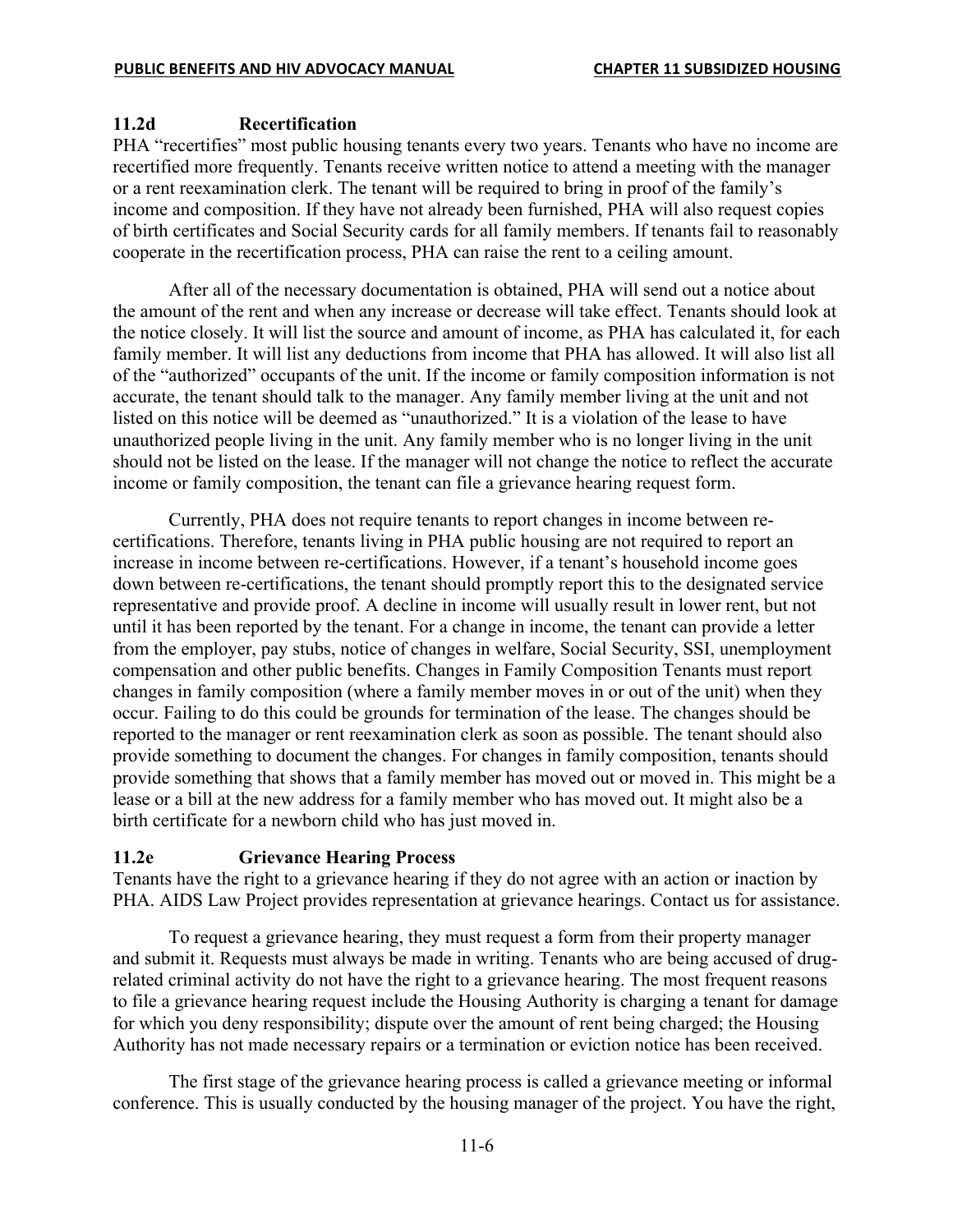### 11.2d Recertification

PHA "recertifies" most public housing tenants every two years. Tenants who have no income are recertified more frequently. Tenants receive written notice to attend a meeting with the manager or a rent reexamination clerk. The tenant will be required to bring in proof of the family's income and composition. If they have not already been furnished, PHA will also request copies of birth certificates and Social Security cards for all family members. If tenants fail to reasonably cooperate in the recertification process, PHA can raise the rent to a ceiling amount.

After all of the necessary documentation is obtained, PHA will send out a notice about the amount of the rent and when any increase or decrease will take effect. Tenants should look at the notice closely. It will list the source and amount of income, as PHA has calculated it, for each family member. It will list any deductions from income that PHA has allowed. It will also list all of the "authorized" occupants of the unit. If the income or family composition information is not accurate, the tenant should talk to the manager. Any family member living at the unit and not listed on this notice will be deemed as "unauthorized." It is a violation of the lease to have unauthorized people living in the unit. Any family member who is no longer living in the unit should not be listed on the lease. If the manager will not change the notice to reflect the accurate income or family composition, the tenant can file a grievance hearing request form.

Currently, PHA does not require tenants to report changes in income between re-certifications. Therefore, tenants living in PHA public housing are not required to report an increase in income between re-certifications. However, if a tenant's household income goes down between re-certifications, the tenant should promptly report this to the designated service representative and provide proof. A decline in income will usually result in lower rent, but not until it has been reported by the tenant. For a change in income, the tenant can provide a letter from the employer, pay stubs, notice of changes in welfare, Social Security, SSI, unemployment compensation and other public benefits. Changes in Family Composition Tenants must report changes in family composition (where a family member moves in or out of the unit) when they occur. Failing to do this could be grounds for termination of the lease. The changes should be reported to the manager or rent reexamination clerk as soon as possible. The tenant should also provide something to document the changes. For changes in family composition, tenants should provide something that shows that a family member has moved out or moved in. This might be a lease or a bill at the new address for a family member who has moved out. It might also be a birth certificate for a newborn child who has just moved in.

### 11.2e Grievance Hearing Process

Tenants have the right to a grievance hearing if they do not agree with an action or inaction by PHA. AIDS Law Project provides representation at grievance hearings. Contact us for assistance.

To request a grievance hearing, they must request a form from their property manager and submit it. Requests must always be made in writing. Tenants who are being accused of drug-related criminal activity do not have the right to a grievance hearing. The most frequent reasons to file a grievance hearing request include the Housing Authority is charging a tenant for damage for which you deny responsibility; dispute over the amount of rent being charged; the Housing Authority has not made necessary repairs or a termination or eviction notice has been received.

The first stage of the grievance hearing process is called a grievance meeting or informal conference. This is usually conducted by the housing manager of the project. You have the right,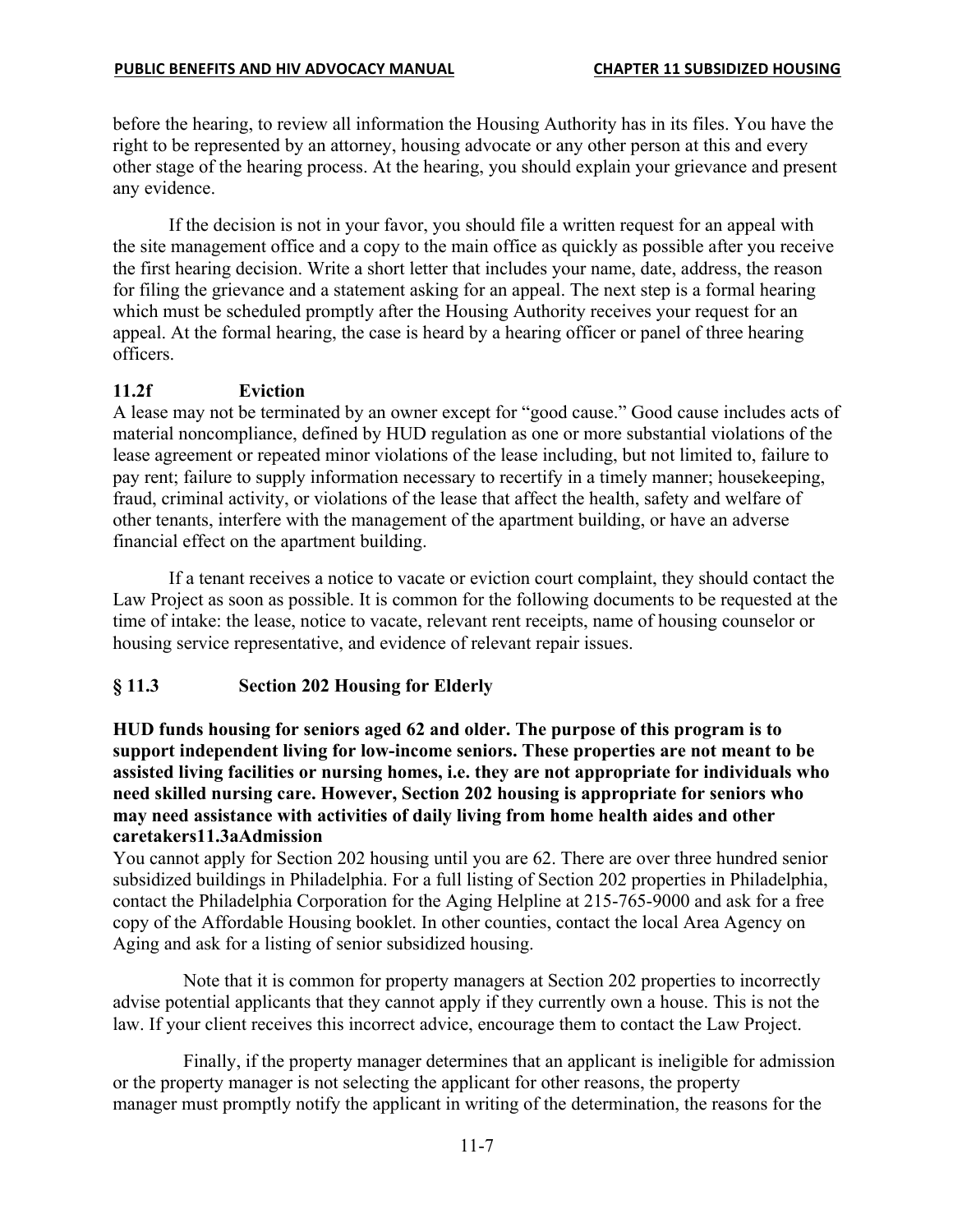before the hearing, to review all information the Housing Authority has in its files. You have the right to be represented by an attorney, housing advocate or any other person at this and every other stage of the hearing process. At the hearing, you should explain your grievance and present any evidence.

If the decision is not in your favor, you should file a written request for an appeal with the site management office and a copy to the main office as quickly as possible after you receive the first hearing decision. Write a short letter that includes your name, date, address, the reason for filing the grievance and a statement asking for an appeal. The next step is a formal hearing which must be scheduled promptly after the Housing Authority receives your request for an appeal. At the formal hearing, the case is heard by a hearing officer or panel of three hearing officers.

### 11.2f Eviction

A lease may not be terminated by an owner except for "good cause." Good cause includes acts of material noncompliance, defined by HUD regulation as one or more substantial violations of the lease agreement or repeated minor violations of the lease including, but not limited to, failure to pay rent; failure to supply information necessary to recertify in a timely manner; housekeeping, fraud, criminal activity, or violations of the lease that affect the health, safety and welfare of other tenants, interfere with the management of the apartment building, or have an adverse financial effect on the apartment building.

If a tenant receives a notice to vacate or eviction court complaint, they should contact the Law Project as soon as possible. It is common for the following documents to be requested at the time of intake: the lease, notice to vacate, relevant rent receipts, name of housing counselor or housing service representative, and evidence of relevant repair issues.

## § 11.3 Section 202 Housing for Elderly

**HUD funds housing for seniors aged 62 and older. The purpose of this program is to support independent living for low-income seniors. These properties are not meant to be assisted living facilities or nursing homes, i.e. they are not appropriate for individuals who need skilled nursing care. However, Section 202 housing is appropriate for seniors who may need assistance with activities of daily living from home health aides and other caretakers**

### 11.3a Admission

You cannot apply for Section 202 housing until you are 62. There are over three hundred senior subsidized buildings in Philadelphia. For a full listing of Section 202 properties in Philadelphia, contact the Philadelphia Corporation for the Aging Helpline at 215-765-9000 and ask for a free copy of the Affordable Housing booklet. In other counties, contact the local Area Agency on Aging and ask for a listing of senior subsidized housing.

Note that it is common for property managers at Section 202 properties to incorrectly advise potential applicants that they cannot apply if they currently own a house. This is not the law. If your client receives this incorrect advice, encourage them to contact the Law Project.

Finally, if the property manager determines that an applicant is ineligible for admission or the property manager is not selecting the applicant for other reasons, the property manager must promptly notify the applicant in writing of the determination, the reasons for the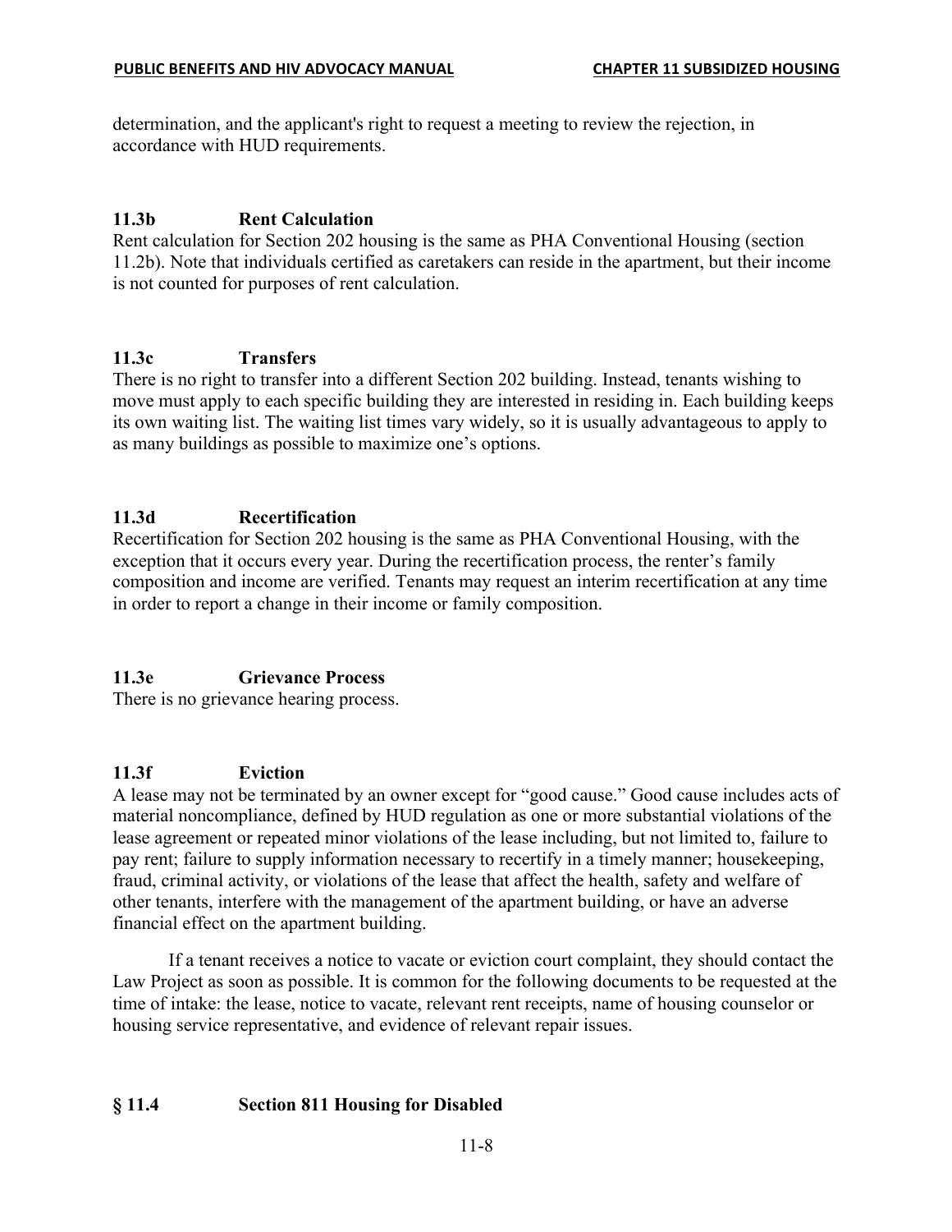determination, and the applicant's right to request a meeting to review the rejection, in accordance with HUD requirements.

### 11.3b Rent Calculation

Rent calculation for Section 202 housing is the same as PHA Conventional Housing (section 11.2b). Note that individuals certified as caretakers can reside in the apartment, but their income is not counted for purposes of rent calculation.

### 11.3c Transfers

There is no right to transfer into a different Section 202 building. Instead, tenants wishing to move must apply to each specific building they are interested in residing in. Each building keeps its own waiting list. The waiting list times vary widely, so it is usually advantageous to apply to as many buildings as possible to maximize one's options.

### 11.3d Recertification

Recertification for Section 202 housing is the same as PHA Conventional Housing, with the exception that it occurs every year. During the recertification process, the renter's family composition and income are verified. Tenants may request an interim recertification at any time in order to report a change in their income or family composition.

### 11.3e Grievance Process

There is no grievance hearing process.

### 11.3f Eviction

A lease may not be terminated by an owner except for "good cause." Good cause includes acts of material noncompliance, defined by HUD regulation as one or more substantial violations of the lease agreement or repeated minor violations of the lease including, but not limited to, failure to pay rent; failure to supply information necessary to recertify in a timely manner; housekeeping, fraud, criminal activity, or violations of the lease that affect the health, safety and welfare of other tenants, interfere with the management of the apartment building, or have an adverse financial effect on the apartment building.

If a tenant receives a notice to vacate or eviction court complaint, they should contact the Law Project as soon as possible. It is common for the following documents to be requested at the time of intake: the lease, notice to vacate, relevant rent receipts, name of housing counselor or housing service representative, and evidence of relevant repair issues.

## § 11.4 Section 811 Housing for Disabled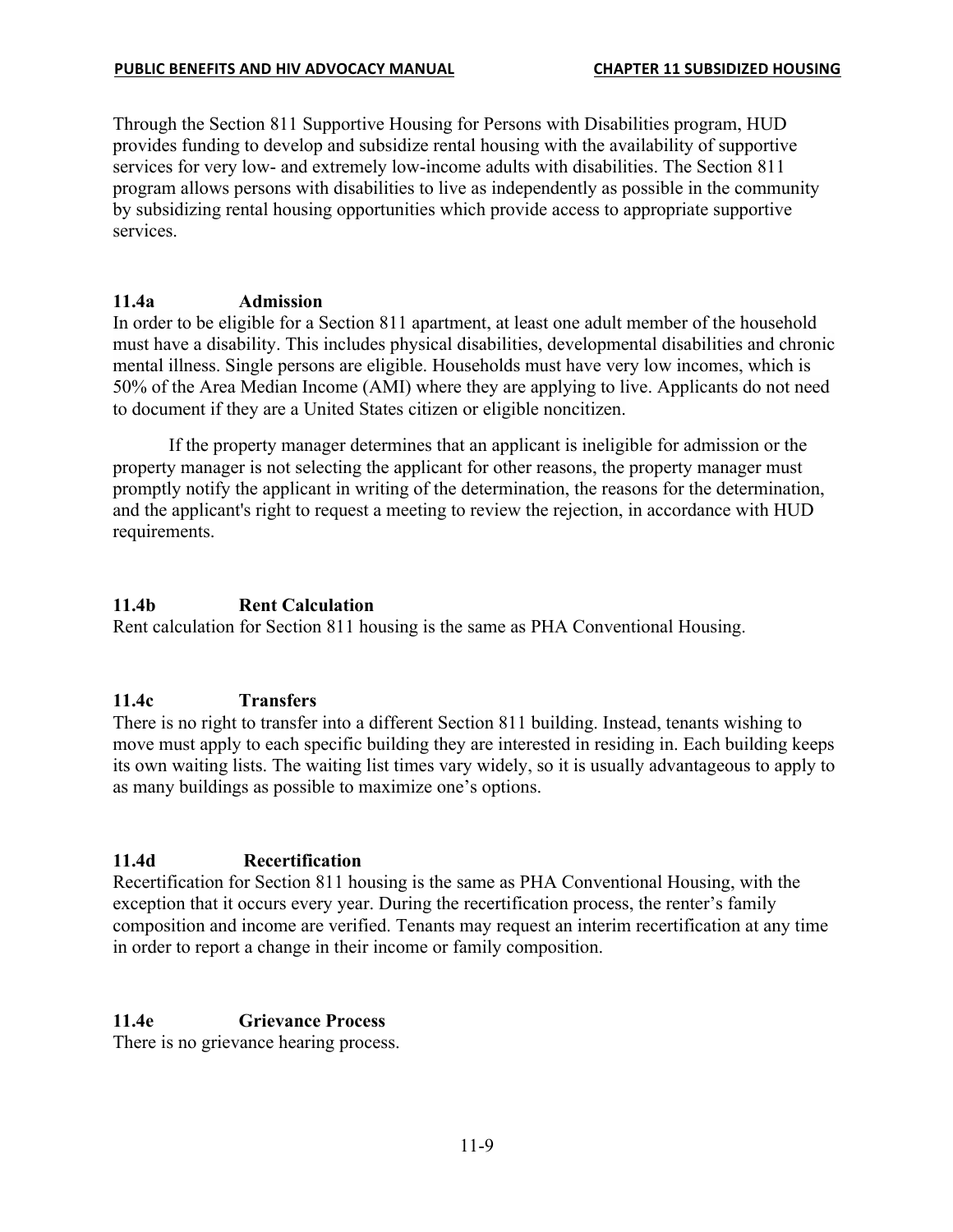Through the Section 811 Supportive Housing for Persons with Disabilities program, HUD provides funding to develop and subsidize rental housing with the availability of supportive services for very low- and extremely low-income adults with disabilities. The Section 811 program allows persons with disabilities to live as independently as possible in the community by subsidizing rental housing opportunities which provide access to appropriate supportive services.

### 11.4a Admission

In order to be eligible for a Section 811 apartment, at least one adult member of the household must have a disability. This includes physical disabilities, developmental disabilities and chronic mental illness. Single persons are eligible. Households must have very low incomes, which is 50% of the Area Median Income (AMI) where they are applying to live. Applicants do not need to document if they are a United States citizen or eligible noncitizen.

If the property manager determines that an applicant is ineligible for admission or the property manager is not selecting the applicant for other reasons, the property manager must promptly notify the applicant in writing of the determination, the reasons for the determination, and the applicant's right to request a meeting to review the rejection, in accordance with HUD requirements.

### 11.4b Rent Calculation

Rent calculation for Section 811 housing is the same as PHA Conventional Housing.

### 11.4c Transfers

There is no right to transfer into a different Section 811 building. Instead, tenants wishing to move must apply to each specific building they are interested in residing in. Each building keeps its own waiting lists. The waiting list times vary widely, so it is usually advantageous to apply to as many buildings as possible to maximize one's options.

### 11.4d Recertification

Recertification for Section 811 housing is the same as PHA Conventional Housing, with the exception that it occurs every year. During the recertification process, the renter's family composition and income are verified. Tenants may request an interim recertification at any time in order to report a change in their income or family composition.

### 11.4e Grievance Process

There is no grievance hearing process.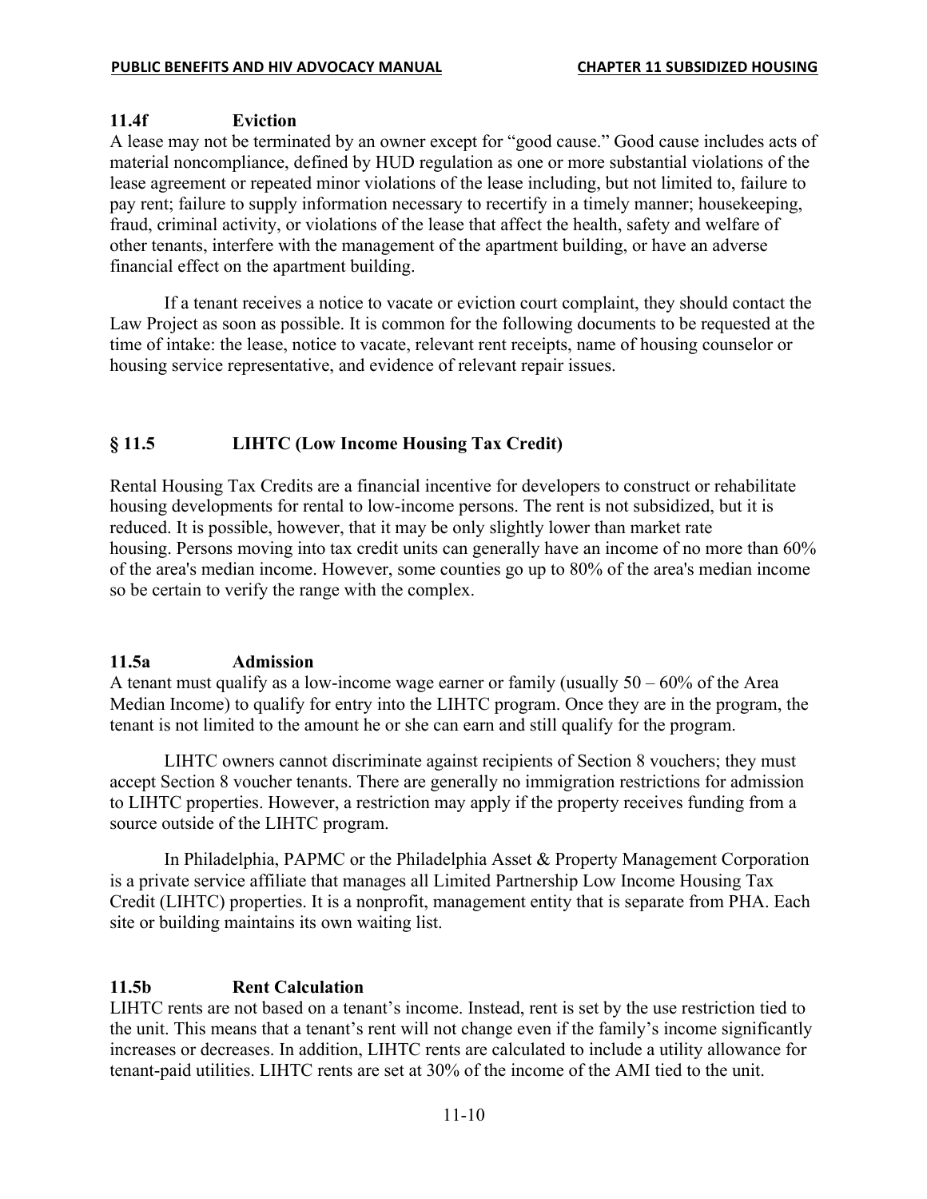### 11.4f Eviction

A lease may not be terminated by an owner except for "good cause." Good cause includes acts of material noncompliance, defined by HUD regulation as one or more substantial violations of the lease agreement or repeated minor violations of the lease including, but not limited to, failure to pay rent; failure to supply information necessary to recertify in a timely manner; housekeeping, fraud, criminal activity, or violations of the lease that affect the health, safety and welfare of other tenants, interfere with the management of the apartment building, or have an adverse financial effect on the apartment building.

If a tenant receives a notice to vacate or eviction court complaint, they should contact the Law Project as soon as possible. It is common for the following documents to be requested at the time of intake: the lease, notice to vacate, relevant rent receipts, name of housing counselor or housing service representative, and evidence of relevant repair issues.

## § 11.5 LIHTC (Low Income Housing Tax Credit)

Rental Housing Tax Credits are a financial incentive for developers to construct or rehabilitate housing developments for rental to low-income persons. The rent is not subsidized, but it is reduced. It is possible, however, that it may be only slightly lower than market rate housing. Persons moving into tax credit units can generally have an income of no more than 60% of the area's median income. However, some counties go up to 80% of the area's median income so be certain to verify the range with the complex.

### 11.5a Admission

A tenant must qualify as a low-income wage earner or family (usually 50 – 60% of the Area Median Income) to qualify for entry into the LIHTC program. Once they are in the program, the tenant is not limited to the amount he or she can earn and still qualify for the program.

LIHTC owners cannot discriminate against recipients of Section 8 vouchers; they must accept Section 8 voucher tenants. There are generally no immigration restrictions for admission to LIHTC properties. However, a restriction may apply if the property receives funding from a source outside of the LIHTC program.

In Philadelphia, PAPMC or the Philadelphia Asset & Property Management Corporation is a private service affiliate that manages all Limited Partnership Low Income Housing Tax Credit (LIHTC) properties. It is a nonprofit, management entity that is separate from PHA. Each site or building maintains its own waiting list.

### 11.5b Rent Calculation

LIHTC rents are not based on a tenant's income. Instead, rent is set by the use restriction tied to the unit. This means that a tenant's rent will not change even if the family's income significantly increases or decreases. In addition, LIHTC rents are calculated to include a utility allowance for tenant-paid utilities. LIHTC rents are set at 30% of the income of the AMI tied to the unit.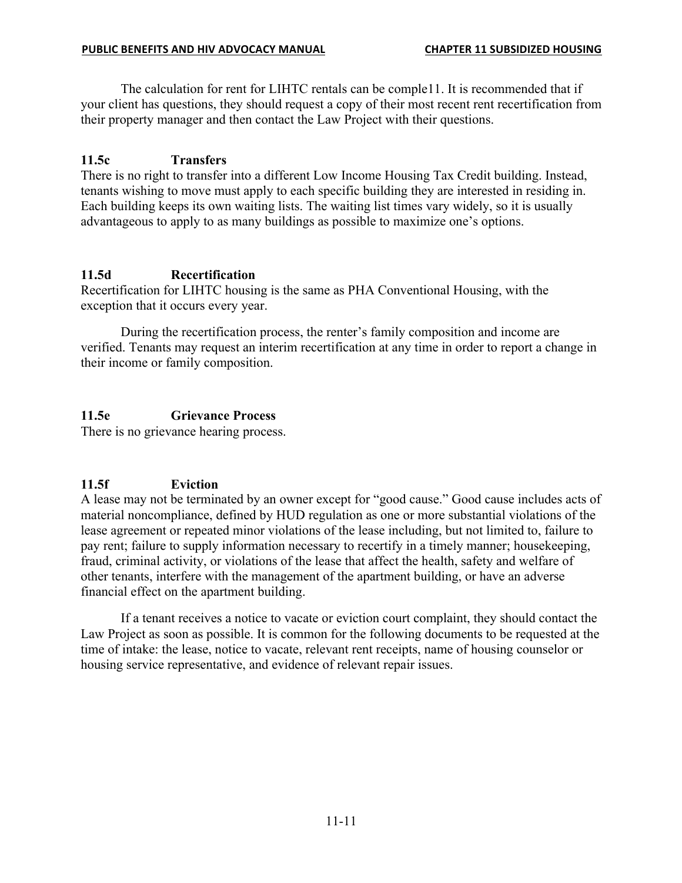The calculation for rent for LIHTC rentals can be comple11. It is recommended that if your client has questions, they should request a copy of their most recent rent recertification from their property manager and then contact the Law Project with their questions.

### 11.5c Transfers

There is no right to transfer into a different Low Income Housing Tax Credit building. Instead, tenants wishing to move must apply to each specific building they are interested in residing in. Each building keeps its own waiting lists. The waiting list times vary widely, so it is usually advantageous to apply to as many buildings as possible to maximize one's options.

### 11.5d Recertification

Recertification for LIHTC housing is the same as PHA Conventional Housing, with the exception that it occurs every year.

During the recertification process, the renter's family composition and income are verified. Tenants may request an interim recertification at any time in order to report a change in their income or family composition.

### 11.5e Grievance Process

There is no grievance hearing process.

### 11.5f Eviction

A lease may not be terminated by an owner except for "good cause." Good cause includes acts of material noncompliance, defined by HUD regulation as one or more substantial violations of the lease agreement or repeated minor violations of the lease including, but not limited to, failure to pay rent; failure to supply information necessary to recertify in a timely manner; housekeeping, fraud, criminal activity, or violations of the lease that affect the health, safety and welfare of other tenants, interfere with the management of the apartment building, or have an adverse financial effect on the apartment building.

If a tenant receives a notice to vacate or eviction court complaint, they should contact the Law Project as soon as possible. It is common for the following documents to be requested at the time of intake: the lease, notice to vacate, relevant rent receipts, name of housing counselor or housing service representative, and evidence of relevant repair issues.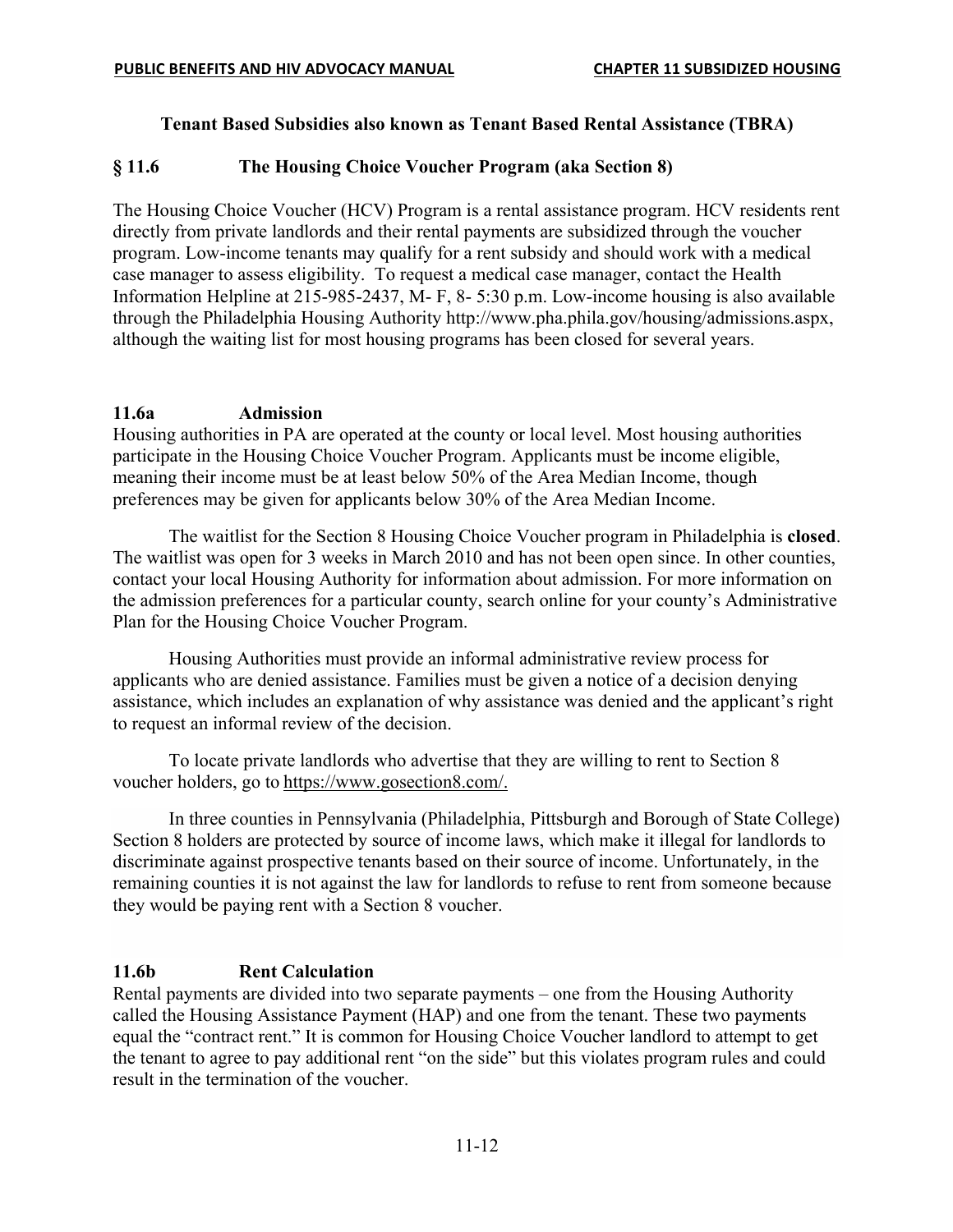**Tenant Based Subsidies also known as Tenant Based Rental Assistance (TBRA)**

## § 11.6 The Housing Choice Voucher Program (aka Section 8)

The Housing Choice Voucher (HCV) Program is a rental assistance program. HCV residents rent directly from private landlords and their rental payments are subsidized through the voucher program. Low-income tenants may qualify for a rent subsidy and should work with a medical case manager to assess eligibility. To request a medical case manager, contact the Health Information Helpline at 215-985-2437, M- F, 8- 5:30 p.m. Low-income housing is also available through the Philadelphia Housing Authority http://www.pha.phila.gov/housing/admissions.aspx, although the waiting list for most housing programs has been closed for several years.

### 11.6a Admission

Housing authorities in PA are operated at the county or local level. Most housing authorities participate in the Housing Choice Voucher Program. Applicants must be income eligible, meaning their income must be at least below 50% of the Area Median Income, though preferences may be given for applicants below 30% of the Area Median Income.

The waitlist for the Section 8 Housing Choice Voucher program in Philadelphia is **closed**. The waitlist was open for 3 weeks in March 2010 and has not been open since. In other counties, contact your local Housing Authority for information about admission. For more information on the admission preferences for a particular county, search online for your county's Administrative Plan for the Housing Choice Voucher Program.

Housing Authorities must provide an informal administrative review process for applicants who are denied assistance. Families must be given a notice of a decision denying assistance, which includes an explanation of why assistance was denied and the applicant's right to request an informal review of the decision.

To locate private landlords who advertise that they are willing to rent to Section 8 voucher holders, go to https://www.gosection8.com/.

In three counties in Pennsylvania (Philadelphia, Pittsburgh and Borough of State College) Section 8 holders are protected by source of income laws, which make it illegal for landlords to discriminate against prospective tenants based on their source of income. Unfortunately, in the remaining counties it is not against the law for landlords to refuse to rent from someone because they would be paying rent with a Section 8 voucher.

### 11.6b Rent Calculation

Rental payments are divided into two separate payments – one from the Housing Authority called the Housing Assistance Payment (HAP) and one from the tenant. These two payments equal the "contract rent." It is common for Housing Choice Voucher landlord to attempt to get the tenant to agree to pay additional rent "on the side" but this violates program rules and could result in the termination of the voucher.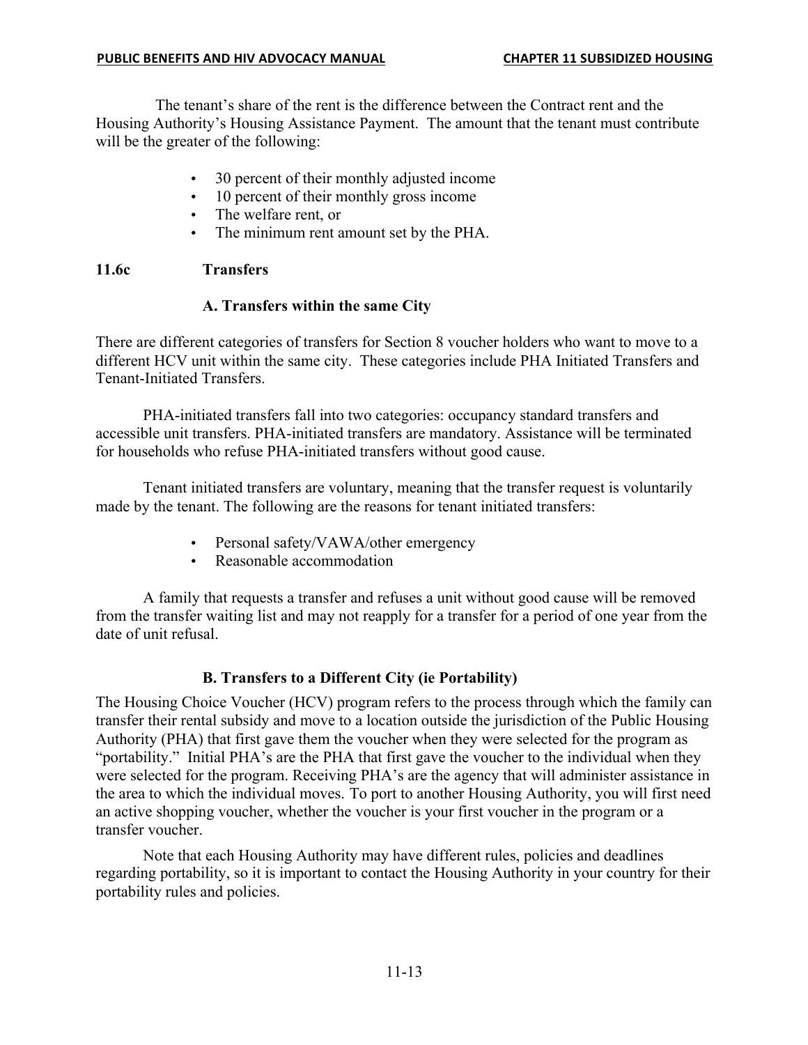The tenant's share of the rent is the difference between the Contract rent and the Housing Authority's Housing Assistance Payment. The amount that the tenant must contribute will be the greater of the following:

- 30 percent of their monthly adjusted income
- 10 percent of their monthly gross income
- The welfare rent, or
- The minimum rent amount set by the PHA.

### 11.6c Transfers

#### A. Transfers within the same City

There are different categories of transfers for Section 8 voucher holders who want to move to a different HCV unit within the same city. These categories include PHA Initiated Transfers and Tenant-Initiated Transfers.

PHA-initiated transfers fall into two categories: occupancy standard transfers and accessible unit transfers. PHA-initiated transfers are mandatory. Assistance will be terminated for households who refuse PHA-initiated transfers without good cause.

Tenant initiated transfers are voluntary, meaning that the transfer request is voluntarily made by the tenant. The following are the reasons for tenant initiated transfers:

- Personal safety/VAWA/other emergency
- Reasonable accommodation

A family that requests a transfer and refuses a unit without good cause will be removed from the transfer waiting list and may not reapply for a transfer for a period of one year from the date of unit refusal.

#### B. Transfers to a Different City (ie Portability)

The Housing Choice Voucher (HCV) program refers to the process through which the family can transfer their rental subsidy and move to a location outside the jurisdiction of the Public Housing Authority (PHA) that first gave them the voucher when they were selected for the program as "portability." Initial PHA's are the PHA that first gave the voucher to the individual when they were selected for the program. Receiving PHA's are the agency that will administer assistance in the area to which the individual moves. To port to another Housing Authority, you will first need an active shopping voucher, whether the voucher is your first voucher in the program or a transfer voucher.

Note that each Housing Authority may have different rules, policies and deadlines regarding portability, so it is important to contact the Housing Authority in your country for their portability rules and policies.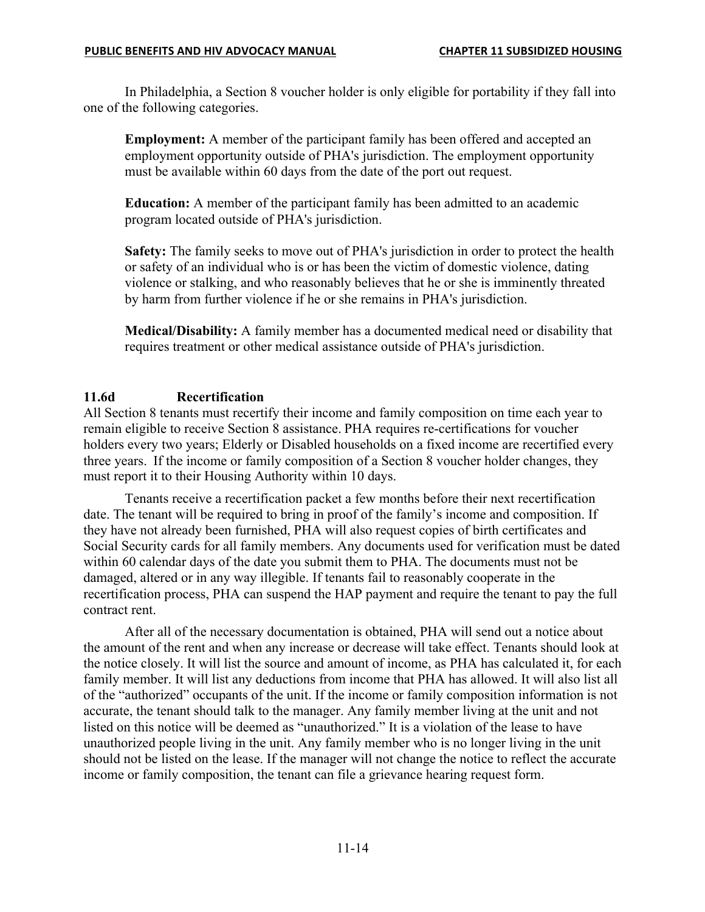In Philadelphia, a Section 8 voucher holder is only eligible for portability if they fall into one of the following categories.

**Employment:** A member of the participant family has been offered and accepted an employment opportunity outside of PHA's jurisdiction. The employment opportunity must be available within 60 days from the date of the port out request.

**Education:** A member of the participant family has been admitted to an academic program located outside of PHA's jurisdiction.

**Safety:** The family seeks to move out of PHA's jurisdiction in order to protect the health or safety of an individual who is or has been the victim of domestic violence, dating violence or stalking, and who reasonably believes that he or she is imminently threated by harm from further violence if he or she remains in PHA's jurisdiction.

**Medical/Disability:** A family member has a documented medical need or disability that requires treatment or other medical assistance outside of PHA's jurisdiction.

### 11.6d Recertification

All Section 8 tenants must recertify their income and family composition on time each year to remain eligible to receive Section 8 assistance. PHA requires re-certifications for voucher holders every two years; Elderly or Disabled households on a fixed income are recertified every three years. If the income or family composition of a Section 8 voucher holder changes, they must report it to their Housing Authority within 10 days.

Tenants receive a recertification packet a few months before their next recertification date. The tenant will be required to bring in proof of the family's income and composition. If they have not already been furnished, PHA will also request copies of birth certificates and Social Security cards for all family members. Any documents used for verification must be dated within 60 calendar days of the date you submit them to PHA. The documents must not be damaged, altered or in any way illegible. If tenants fail to reasonably cooperate in the recertification process, PHA can suspend the HAP payment and require the tenant to pay the full contract rent.

After all of the necessary documentation is obtained, PHA will send out a notice about the amount of the rent and when any increase or decrease will take effect. Tenants should look at the notice closely. It will list the source and amount of income, as PHA has calculated it, for each family member. It will list any deductions from income that PHA has allowed. It will also list all of the "authorized" occupants of the unit. If the income or family composition information is not accurate, the tenant should talk to the manager. Any family member living at the unit and not listed on this notice will be deemed as "unauthorized." It is a violation of the lease to have unauthorized people living in the unit. Any family member who is no longer living in the unit should not be listed on the lease. If the manager will not change the notice to reflect the accurate income or family composition, the tenant can file a grievance hearing request form.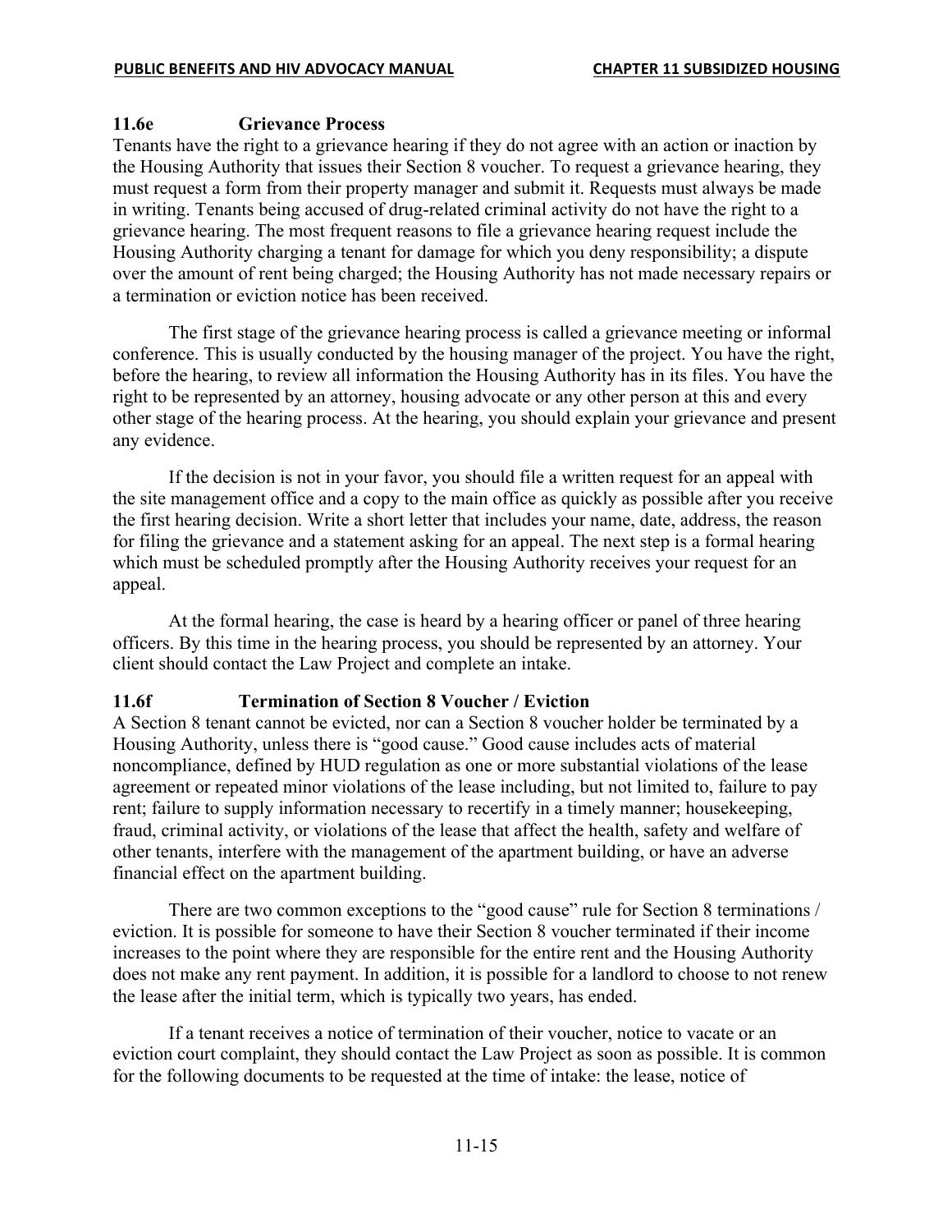### 11.6e Grievance Process

Tenants have the right to a grievance hearing if they do not agree with an action or inaction by the Housing Authority that issues their Section 8 voucher. To request a grievance hearing, they must request a form from their property manager and submit it. Requests must always be made in writing. Tenants being accused of drug-related criminal activity do not have the right to a grievance hearing. The most frequent reasons to file a grievance hearing request include the Housing Authority charging a tenant for damage for which you deny responsibility; a dispute over the amount of rent being charged; the Housing Authority has not made necessary repairs or a termination or eviction notice has been received.

The first stage of the grievance hearing process is called a grievance meeting or informal conference. This is usually conducted by the housing manager of the project. You have the right, before the hearing, to review all information the Housing Authority has in its files. You have the right to be represented by an attorney, housing advocate or any other person at this and every other stage of the hearing process. At the hearing, you should explain your grievance and present any evidence.

If the decision is not in your favor, you should file a written request for an appeal with the site management office and a copy to the main office as quickly as possible after you receive the first hearing decision. Write a short letter that includes your name, date, address, the reason for filing the grievance and a statement asking for an appeal. The next step is a formal hearing which must be scheduled promptly after the Housing Authority receives your request for an appeal.

At the formal hearing, the case is heard by a hearing officer or panel of three hearing officers. By this time in the hearing process, you should be represented by an attorney. Your client should contact the Law Project and complete an intake.

### 11.6f Termination of Section 8 Voucher / Eviction

A Section 8 tenant cannot be evicted, nor can a Section 8 voucher holder be terminated by a Housing Authority, unless there is "good cause." Good cause includes acts of material noncompliance, defined by HUD regulation as one or more substantial violations of the lease agreement or repeated minor violations of the lease including, but not limited to, failure to pay rent; failure to supply information necessary to recertify in a timely manner; housekeeping, fraud, criminal activity, or violations of the lease that affect the health, safety and welfare of other tenants, interfere with the management of the apartment building, or have an adverse financial effect on the apartment building.

There are two common exceptions to the "good cause" rule for Section 8 terminations / eviction. It is possible for someone to have their Section 8 voucher terminated if their income increases to the point where they are responsible for the entire rent and the Housing Authority does not make any rent payment. In addition, it is possible for a landlord to choose to not renew the lease after the initial term, which is typically two years, has ended.

If a tenant receives a notice of termination of their voucher, notice to vacate or an eviction court complaint, they should contact the Law Project as soon as possible. It is common for the following documents to be requested at the time of intake: the lease, notice of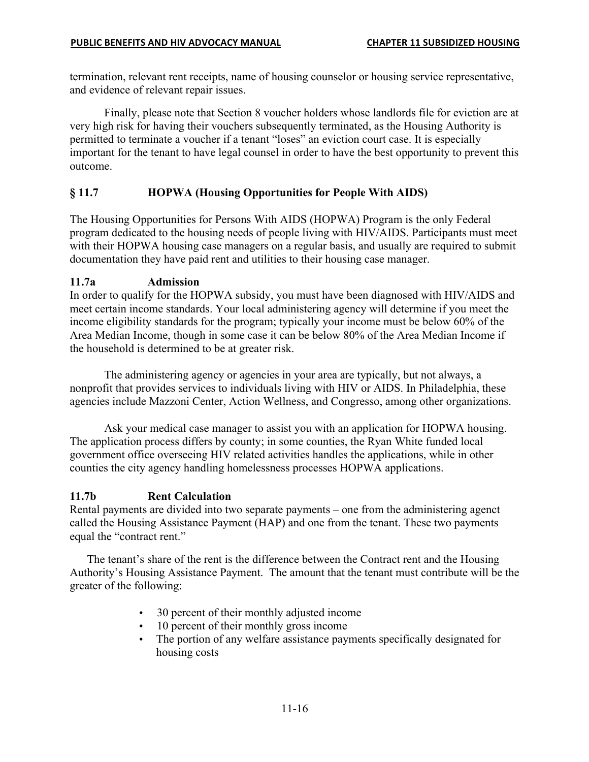termination, relevant rent receipts, name of housing counselor or housing service representative, and evidence of relevant repair issues.

Finally, please note that Section 8 voucher holders whose landlords file for eviction are at very high risk for having their vouchers subsequently terminated, as the Housing Authority is permitted to terminate a voucher if a tenant "loses" an eviction court case. It is especially important for the tenant to have legal counsel in order to have the best opportunity to prevent this outcome.

## § 11.7 HOPWA (Housing Opportunities for People With AIDS)

The Housing Opportunities for Persons With AIDS (HOPWA) Program is the only Federal program dedicated to the housing needs of people living with HIV/AIDS. Participants must meet with their HOPWA housing case managers on a regular basis, and usually are required to submit documentation they have paid rent and utilities to their housing case manager.

### 11.7a Admission

In order to qualify for the HOPWA subsidy, you must have been diagnosed with HIV/AIDS and meet certain income standards. Your local administering agency will determine if you meet the income eligibility standards for the program; typically your income must be below 60% of the Area Median Income, though in some case it can be below 80% of the Area Median Income if the household is determined to be at greater risk.

The administering agency or agencies in your area are typically, but not always, a nonprofit that provides services to individuals living with HIV or AIDS. In Philadelphia, these agencies include Mazzoni Center, Action Wellness, and Congresso, among other organizations.

Ask your medical case manager to assist you with an application for HOPWA housing. The application process differs by county; in some counties, the Ryan White funded local government office overseeing HIV related activities handles the applications, while in other counties the city agency handling homelessness processes HOPWA applications.

### 11.7b Rent Calculation

Rental payments are divided into two separate payments – one from the administering agenct called the Housing Assistance Payment (HAP) and one from the tenant. These two payments equal the "contract rent."

The tenant's share of the rent is the difference between the Contract rent and the Housing Authority's Housing Assistance Payment. The amount that the tenant must contribute will be the greater of the following:

- 30 percent of their monthly adjusted income
- 10 percent of their monthly gross income
- The portion of any welfare assistance payments specifically designated for housing costs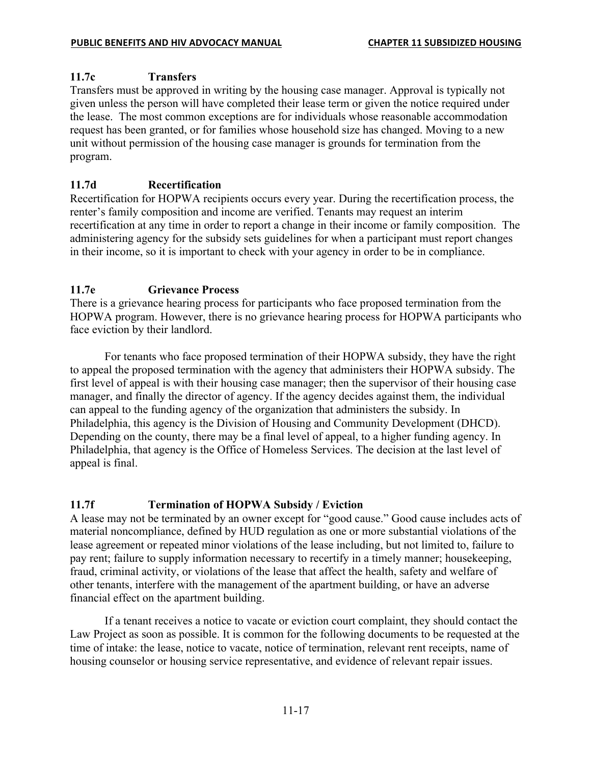### 11.7c Transfers

Transfers must be approved in writing by the housing case manager. Approval is typically not given unless the person will have completed their lease term or given the notice required under the lease. The most common exceptions are for individuals whose reasonable accommodation request has been granted, or for families whose household size has changed. Moving to a new unit without permission of the housing case manager is grounds for termination from the program.

### 11.7d Recertification

Recertification for HOPWA recipients occurs every year. During the recertification process, the renter's family composition and income are verified. Tenants may request an interim recertification at any time in order to report a change in their income or family composition. The administering agency for the subsidy sets guidelines for when a participant must report changes in their income, so it is important to check with your agency in order to be in compliance.

### 11.7e Grievance Process

There is a grievance hearing process for participants who face proposed termination from the HOPWA program. However, there is no grievance hearing process for HOPWA participants who face eviction by their landlord.

For tenants who face proposed termination of their HOPWA subsidy, they have the right to appeal the proposed termination with the agency that administers their HOPWA subsidy. The first level of appeal is with their housing case manager; then the supervisor of their housing case manager, and finally the director of agency. If the agency decides against them, the individual can appeal to the funding agency of the organization that administers the subsidy. In Philadelphia, this agency is the Division of Housing and Community Development (DHCD). Depending on the county, there may be a final level of appeal, to a higher funding agency. In Philadelphia, that agency is the Office of Homeless Services. The decision at the last level of appeal is final.

### 11.7f Termination of HOPWA Subsidy / Eviction

A lease may not be terminated by an owner except for "good cause." Good cause includes acts of material noncompliance, defined by HUD regulation as one or more substantial violations of the lease agreement or repeated minor violations of the lease including, but not limited to, failure to pay rent; failure to supply information necessary to recertify in a timely manner; housekeeping, fraud, criminal activity, or violations of the lease that affect the health, safety and welfare of other tenants, interfere with the management of the apartment building, or have an adverse financial effect on the apartment building.

If a tenant receives a notice to vacate or eviction court complaint, they should contact the Law Project as soon as possible. It is common for the following documents to be requested at the time of intake: the lease, notice to vacate, notice of termination, relevant rent receipts, name of housing counselor or housing service representative, and evidence of relevant repair issues.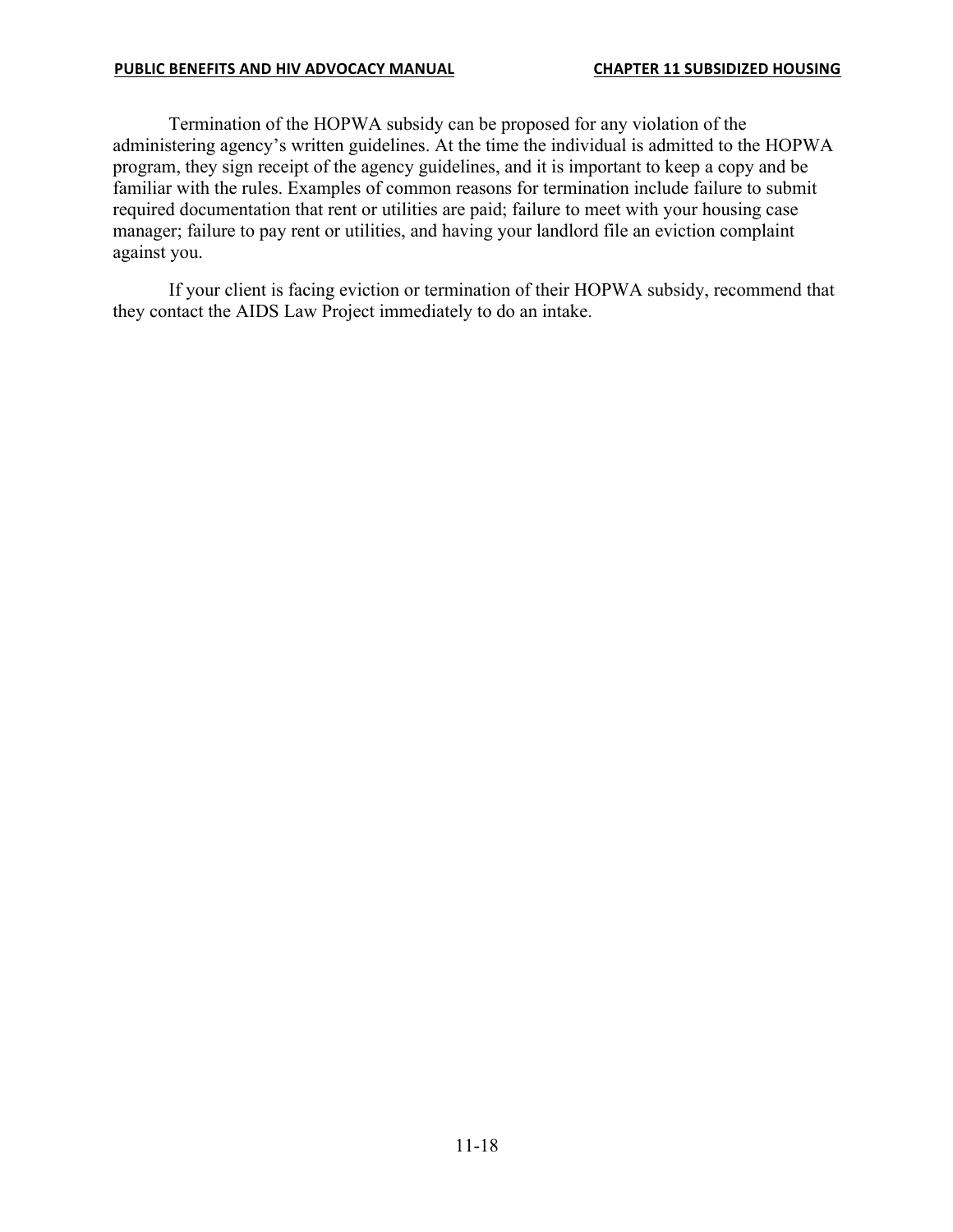Termination of the HOPWA subsidy can be proposed for any violation of the administering agency's written guidelines. At the time the individual is admitted to the HOPWA program, they sign receipt of the agency guidelines, and it is important to keep a copy and be familiar with the rules. Examples of common reasons for termination include failure to submit required documentation that rent or utilities are paid; failure to meet with your housing case manager; failure to pay rent or utilities, and having your landlord file an eviction complaint against you.

If your client is facing eviction or termination of their HOPWA subsidy, recommend that they contact the AIDS Law Project immediately to do an intake.